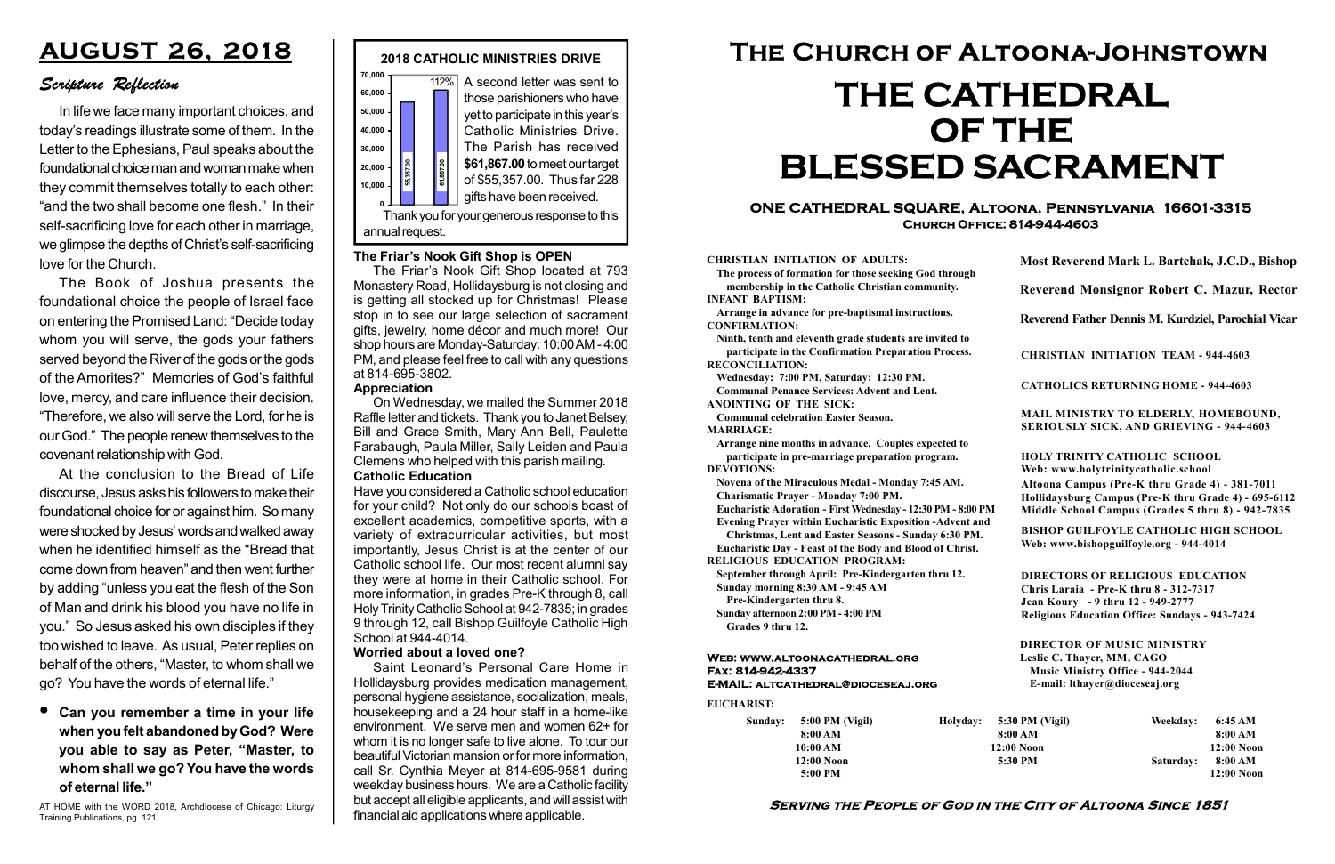# AUGUST 26, 2018

## Scripture Reflection

In life we face many important choices, and today's readings illustrate some of them. In the Letter to the Ephesians, Paul speaks about the foundational choice man and woman make when they commit themselves totally to each other: "and the two shall become one flesh." In their self-sacrificing love for each other in marriage, we glimpse the depths of Christ's self-sacrificing love for the Church.

The Book of Joshua presents the foundational choice the people of Israel face on entering the Promised Land: "Decide today whom you will serve, the gods your fathers served beyond the River of the gods or the gods of the Amorites?" Memories of God's faithful love, mercy, and care influence their decision. "Therefore, we also will serve the Lord, for he is our God." The people renew themselves to the covenant relationship with God.

At the conclusion to the Bread of Life discourse, Jesus asks his followers to make their foundational choice for or against him. So many were shocked by Jesus' words and walked away when he identified himself as the "Bread that come down from heaven" and then went further by adding "unless you eat the flesh of the Son of Man and drink his blood you have no life in you." So Jesus asked his own disciples if they too wished to leave. As usual, Peter replies on behalf of the others, "Master, to whom shall we go? You have the words of eternal life."

- **Can you remember a time in your life when you felt abandoned by God? Were you able to say as Peter, "Master, to whom shall we go? You have the words of eternal life."**

AT HOME with the WORD 2018, Archdiocese of Chicago: Liturgy Training Publications, pg. 121.

## 2018 CATHOLIC MINISTRIES DRIVE

| Target | Received |
|---|---|
| 55357.00 | 61867.00 (112%) |

A second letter was sent to those parishioners who have yet to participate in this year's Catholic Ministries Drive. The Parish has received **$61,867.00** to meet our target of $55,357.00. Thus far 228 gifts have been received.

Thank you for your generous response to this annual request.

### The Friar's Nook Gift Shop is OPEN

The Friar's Nook Gift Shop located at 793 Monastery Road, Hollidaysburg is not closing and is getting all stocked up for Christmas! Please stop in to see our large selection of sacrament gifts, jewelry, home décor and much more! Our shop hours are Monday-Saturday: 10:00 AM - 4:00 PM, and please feel free to call with any questions at 814-695-3802.

### Appreciation

On Wednesday, we mailed the Summer 2018 Raffle letter and tickets. Thank you to Janet Belsey, Bill and Grace Smith, Mary Ann Bell, Paulette Farabaugh, Paula Miller, Sally Leiden and Paula Clemens who helped with this parish mailing.

### Catholic Education

Have you considered a Catholic school education for your child? Not only do our schools boast of excellent academics, competitive sports, with a variety of extracurricular activities, but most importantly, Jesus Christ is at the center of our Catholic school life. Our most recent alumni say they were at home in their Catholic school. For more information, in grades Pre-K through 8, call Holy Trinity Catholic School at 942-7835; in grades 9 through 12, call Bishop Guilfoyle Catholic High School at 944-4014.

### Worried about a loved one?

Saint Leonard's Personal Care Home in Hollidaysburg provides medication management, personal hygiene assistance, socialization, meals, housekeeping and a 24 hour staff in a home-like environment. We serve men and women 62+ for whom it is no longer safe to live alone. To tour our beautiful Victorian mansion or for more information, call Sr. Cynthia Meyer at 814-695-9581 during weekday business hours. We are a Catholic facility but accept all eligible applicants, and will assist with financial aid applications where applicable.

# The Church of Altoona-Johnstown

# THE CATHEDRAL OF THE BLESSED SACRAMENT

**ONE CATHEDRAL SQUARE, Altoona, Pennsylvania 16601-3315**
**Church Office: 814-944-4603**

**CHRISTIAN INITIATION OF ADULTS:**
The process of formation for those seeking God through membership in the Catholic Christian community.

**INFANT BAPTISM:**
Arrange in advance for pre-baptismal instructions.

**CONFIRMATION:**
Ninth, tenth and eleventh grade students are invited to participate in the Confirmation Preparation Process.

**RECONCILIATION:**
Wednesday: 7:00 PM, Saturday: 12:30 PM.
Communal Penance Services: Advent and Lent.

**ANOINTING OF THE SICK:**
Communal celebration Easter Season.

**MARRIAGE:**
Arrange nine months in advance. Couples expected to participate in pre-marriage preparation program.

**DEVOTIONS:**
Novena of the Miraculous Medal - Monday 7:45 AM.
Charismatic Prayer - Monday 7:00 PM.
Eucharistic Adoration - First Wednesday - 12:30 PM - 8:00 PM
Evening Prayer within Eucharistic Exposition -Advent and Christmas, Lent and Easter Seasons - Sunday 6:30 PM.
Eucharistic Day - Feast of the Body and Blood of Christ.

**RELIGIOUS EDUCATION PROGRAM:**
September through April: Pre-Kindergarten thru 12.
Sunday morning 8:30 AM - 9:45 AM
Pre-Kindergarten thru 8.
Sunday afternoon 2:00 PM - 4:00 PM
Grades 9 thru 12.

**Most Reverend Mark L. Bartchak, J.C.D., Bishop**

**Reverend Monsignor Robert C. Mazur, Rector**

**Reverend Father Dennis M. Kurdziel, Parochial Vicar**

CHRISTIAN INITIATION TEAM - 944-4603

CATHOLICS RETURNING HOME - 944-4603

MAIL MINISTRY TO ELDERLY, HOMEBOUND, SERIOUSLY SICK, AND GRIEVING - 944-4603

HOLY TRINITY CATHOLIC SCHOOL
Web: www.holytrinitycatholic.school
Altoona Campus (Pre-K thru Grade 4) - 381-7011
Hollidaysburg Campus (Pre-K thru Grade 4) - 695-6112
Middle School Campus (Grades 5 thru 8) - 942-7835

BISHOP GUILFOYLE CATHOLIC HIGH SCHOOL
Web: www.bishopguilfoyle.org - 944-4014

DIRECTORS OF RELIGIOUS EDUCATION
Chris Laraia - Pre-K thru 8 - 312-7317
Jean Koury - 9 thru 12 - 949-2777
Religious Education Office: Sundays - 943-7424

DIRECTOR OF MUSIC MINISTRY
Leslie C. Thayer, MM, CAGO
Music Ministry Office - 944-2044
E-mail: lthayer@dioceseaj.org

**Web: www.altoonacathedral.org**
**Fax: 814-942-4337**
**E-MAIL: altcathedral@dioceseaj.org**

**EUCHARIST:**

| Sunday: | | Holyday: | | Weekday: | |
|---|---|---|---|---|---|
| | 5:00 PM (Vigil) | | 5:30 PM (Vigil) | | 6:45 AM |
| | 8:00 AM | | 8:00 AM | | 8:00 AM |
| | 10:00 AM | | 12:00 Noon | | 12:00 Noon |
| | 12:00 Noon | | 5:30 PM | Saturday: | 8:00 AM |
| | 5:00 PM | | | | 12:00 Noon |

**Serving the People of God in the City of Altoona Since 1851**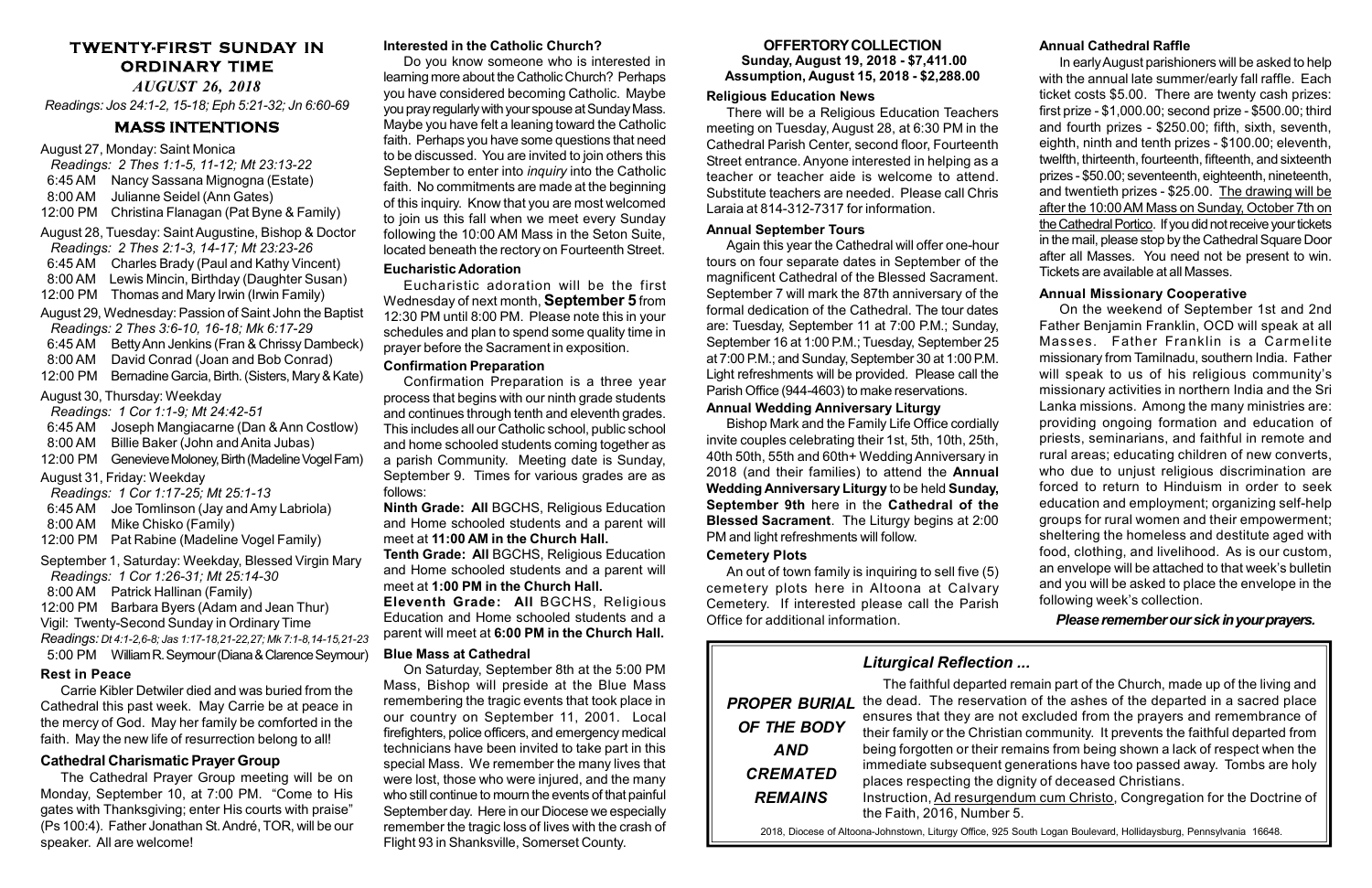# TWENTY-FIRST SUNDAY IN ORDINARY TIME

*AUGUST 26, 2018*

*Readings: Jos 24:1-2, 15-18; Eph 5:21-32; Jn 6:60-69*

## MASS INTENTIONS

August 27, Monday: Saint Monica
*Readings: 2 Thes 1:1-5, 11-12; Mt 23:13-22*
6:45 AM Nancy Sassana Mignogna (Estate)
8:00 AM Julianne Seidel (Ann Gates)
12:00 PM Christina Flanagan (Pat Byne & Family)

August 28, Tuesday: Saint Augustine, Bishop & Doctor
*Readings: 2 Thes 2:1-3, 14-17; Mt 23:23-26*
6:45 AM Charles Brady (Paul and Kathy Vincent)
8:00 AM Lewis Mincin, Birthday (Daughter Susan)
12:00 PM Thomas and Mary Irwin (Irwin Family)

August 29, Wednesday: Passion of Saint John the Baptist
*Readings: 2 Thes 3:6-10, 16-18; Mk 6:17-29*
6:45 AM Betty Ann Jenkins (Fran & Chrissy Dambeck)
8:00 AM David Conrad (Joan and Bob Conrad)
12:00 PM Bernadine Garcia, Birth. (Sisters, Mary & Kate)

August 30, Thursday: Weekday
*Readings: 1 Cor 1:1-9; Mt 24:42-51*
6:45 AM Joseph Mangiacarne (Dan & Ann Costlow)
8:00 AM Billie Baker (John and Anita Jubas)
12:00 PM Genevieve Moloney, Birth (Madeline Vogel Fam)

August 31, Friday: Weekday
*Readings: 1 Cor 1:17-25; Mt 25:1-13*
6:45 AM Joe Tomlinson (Jay and Amy Labriola)
8:00 AM Mike Chisko (Family)
12:00 PM Pat Rabine (Madeline Vogel Family)

September 1, Saturday: Weekday, Blessed Virgin Mary
*Readings: 1 Cor 1:26-31; Mt 25:14-30*
8:00 AM Patrick Hallinan (Family)
12:00 PM Barbara Byers (Adam and Jean Thur)
Vigil: Twenty-Second Sunday in Ordinary Time
*Readings: Dt 4:1-2,6-8; Jas 1:17-18,21-22,27; Mk 7:1-8,14-15,21-23*
5:00 PM William R. Seymour (Diana & Clarence Seymour)

### Rest in Peace

Carrie Kibler Detwiler died and was buried from the Cathedral this past week. May Carrie be at peace in the mercy of God. May her family be comforted in the faith. May the new life of resurrection belong to all!

### Cathedral Charismatic Prayer Group

The Cathedral Prayer Group meeting will be on Monday, September 10, at 7:00 PM. "Come to His gates with Thanksgiving; enter His courts with praise" (Ps 100:4). Father Jonathan St. André, TOR, will be our speaker. All are welcome!

### Interested in the Catholic Church?

Do you know someone who is interested in learning more about the Catholic Church? Perhaps you have considered becoming Catholic. Maybe you pray regularly with your spouse at Sunday Mass. Maybe you have felt a leaning toward the Catholic faith. Perhaps you have some questions that need to be discussed. You are invited to join others this September to enter into *inquiry* into the Catholic faith. No commitments are made at the beginning of this inquiry. Know that you are most welcomed to join us this fall when we meet every Sunday following the 10:00 AM Mass in the Seton Suite, located beneath the rectory on Fourteenth Street.

### Eucharistic Adoration

Eucharistic adoration will be the first Wednesday of next month, **September 5** from 12:30 PM until 8:00 PM. Please note this in your schedules and plan to spend some quality time in prayer before the Sacrament in exposition.

### Confirmation Preparation

Confirmation Preparation is a three year process that begins with our ninth grade students and continues through tenth and eleventh grades. This includes all our Catholic school, public school and home schooled students coming together as a parish Community. Meeting date is Sunday, September 9. Times for various grades are as follows:

**Ninth Grade: All** BGCHS, Religious Education and Home schooled students and a parent will meet at **11:00 AM in the Church Hall.**

**Tenth Grade: All** BGCHS, Religious Education and Home schooled students and a parent will meet at **1:00 PM in the Church Hall.**

**Eleventh Grade: All** BGCHS, Religious Education and Home schooled students and a parent will meet at **6:00 PM in the Church Hall.**

### Blue Mass at Cathedral

On Saturday, September 8th at the 5:00 PM Mass, Bishop will preside at the Blue Mass remembering the tragic events that took place in our country on September 11, 2001. Local firefighters, police officers, and emergency medical technicians have been invited to take part in this special Mass. We remember the many lives that were lost, those who were injured, and the many who still continue to mourn the events of that painful September day. Here in our Diocese we especially remember the tragic loss of lives with the crash of Flight 93 in Shanksville, Somerset County.

### OFFERTORY COLLECTION

**Sunday, August 19, 2018 - $7,411.00**
**Assumption, August 15, 2018 - $2,288.00**

### Religious Education News

There will be a Religious Education Teachers meeting on Tuesday, August 28, at 6:30 PM in the Cathedral Parish Center, second floor, Fourteenth Street entrance. Anyone interested in helping as a teacher or teacher aide is welcome to attend. Substitute teachers are needed. Please call Chris Laraia at 814-312-7317 for information.

### Annual September Tours

Again this year the Cathedral will offer one-hour tours on four separate dates in September of the magnificent Cathedral of the Blessed Sacrament. September 7 will mark the 87th anniversary of the formal dedication of the Cathedral. The tour dates are: Tuesday, September 11 at 7:00 P.M.; Sunday, September 16 at 1:00 P.M.; Tuesday, September 25 at 7:00 P.M.; and Sunday, September 30 at 1:00 P.M. Light refreshments will be provided. Please call the Parish Office (944-4603) to make reservations.

### Annual Wedding Anniversary Liturgy

Bishop Mark and the Family Life Office cordially invite couples celebrating their 1st, 5th, 10th, 25th, 40th 50th, 55th and 60th+ Wedding Anniversary in 2018 (and their families) to attend the **Annual Wedding Anniversary Liturgy** to be held **Sunday, September 9th** here in the **Cathedral of the Blessed Sacrament**. The Liturgy begins at 2:00 PM and light refreshments will follow.

### Cemetery Plots

An out of town family is inquiring to sell five (5) cemetery plots here in Altoona at Calvary Cemetery. If interested please call the Parish Office for additional information.

### Annual Cathedral Raffle

In early August parishioners will be asked to help with the annual late summer/early fall raffle. Each ticket costs $5.00. There are twenty cash prizes: first prize - $1,000.00; second prize - $500.00; third and fourth prizes - $250.00; fifth, sixth, seventh, eighth, ninth and tenth prizes - $100.00; eleventh, twelfth, thirteenth, fourteenth, fifteenth, and sixteenth prizes - $50.00; seventeenth, eighteenth, nineteenth, and twentieth prizes - $25.00. <u>The drawing will be after the 10:00 AM Mass on Sunday, October 7th on the Cathedral Portico</u>. If you did not receive your tickets in the mail, please stop by the Cathedral Square Door after all Masses. You need not be present to win. Tickets are available at all Masses.

### Annual Missionary Cooperative

On the weekend of September 1st and 2nd Father Benjamin Franklin, OCD will speak at all Masses. Father Franklin is a Carmelite missionary from Tamilnadu, southern India. Father will speak to us of his religious community's missionary activities in northern India and the Sri Lanka missions. Among the many ministries are: providing ongoing formation and education of priests, seminarians, and faithful in remote and rural areas; educating children of new converts, who due to unjust religious discrimination are forced to return to Hinduism in order to seek education and employment; organizing self-help groups for rural women and their empowerment; sheltering the homeless and destitute aged with food, clothing, and livelihood. As is our custom, an envelope will be attached to that week's bulletin and you will be asked to place the envelope in the following week's collection.

***Please remember our sick in your prayers.***

### *Liturgical Reflection ...*

***PROPER BURIAL OF THE BODY AND CREMATED REMAINS***

The faithful departed remain part of the Church, made up of the living and the dead. The reservation of the ashes of the departed in a sacred place ensures that they are not excluded from the prayers and remembrance of their family or the Christian community. It prevents the faithful departed from being forgotten or their remains from being shown a lack of respect when the immediate subsequent generations have too passed away. Tombs are holy places respecting the dignity of deceased Christians.

Instruction, <u>Ad resurgendum cum Christo</u>, Congregation for the Doctrine of the Faith, 2016, Number 5.

2018, Diocese of Altoona-Johnstown, Liturgy Office, 925 South Logan Boulevard, Hollidaysburg, Pennsylvania 16648.